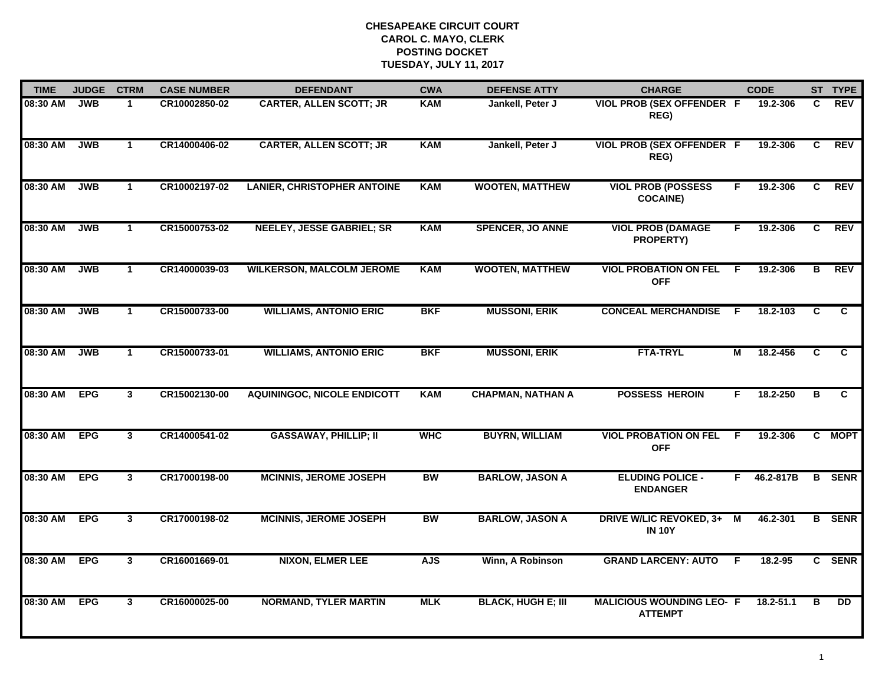**CHESAPEAKE CIRCUIT COURT**
**CAROL C. MAYO, CLERK**
**POSTING DOCKET**
**TUESDAY, JULY 11, 2017**

| TIME | JUDGE | CTRM | CASE NUMBER | DEFENDANT | CWA | DEFENSE ATTY | CHARGE | | CODE | ST | TYPE |
|---|---|---|---|---|---|---|---|---|---|---|---|
| 08:30 AM | JWB | 1 | CR10002850-02 | CARTER, ALLEN SCOTT; JR | KAM | Jankell, Peter J | VIOL PROB (SEX OFFENDER REG) | F | 19.2-306 | C | REV |
| 08:30 AM | JWB | 1 | CR14000406-02 | CARTER, ALLEN SCOTT; JR | KAM | Jankell, Peter J | VIOL PROB (SEX OFFENDER REG) | F | 19.2-306 | C | REV |
| 08:30 AM | JWB | 1 | CR10002197-02 | LANIER, CHRISTOPHER ANTOINE | KAM | WOOTEN, MATTHEW | VIOL PROB (POSSESS COCAINE) | F | 19.2-306 | C | REV |
| 08:30 AM | JWB | 1 | CR15000753-02 | NEELEY, JESSE GABRIEL; SR | KAM | SPENCER, JO ANNE | VIOL PROB (DAMAGE PROPERTY) | F | 19.2-306 | C | REV |
| 08:30 AM | JWB | 1 | CR14000039-03 | WILKERSON, MALCOLM JEROME | KAM | WOOTEN, MATTHEW | VIOL PROBATION ON FEL OFF | F | 19.2-306 | B | REV |
| 08:30 AM | JWB | 1 | CR15000733-00 | WILLIAMS, ANTONIO ERIC | BKF | MUSSONI, ERIK | CONCEAL MERCHANDISE | F | 18.2-103 | C | C |
| 08:30 AM | JWB | 1 | CR15000733-01 | WILLIAMS, ANTONIO ERIC | BKF | MUSSONI, ERIK | FTA-TRYL | M | 18.2-456 | C | C |
| 08:30 AM | EPG | 3 | CR15002130-00 | AQUININGOC, NICOLE ENDICOTT | KAM | CHAPMAN, NATHAN A | POSSESS HEROIN | F | 18.2-250 | B | C |
| 08:30 AM | EPG | 3 | CR14000541-02 | GASSAWAY, PHILLIP; II | WHC | BUYRN, WILLIAM | VIOL PROBATION ON FEL OFF | F | 19.2-306 | C | MOPT |
| 08:30 AM | EPG | 3 | CR17000198-00 | MCINNIS, JEROME JOSEPH | BW | BARLOW, JASON A | ELUDING POLICE - ENDANGER | F | 46.2-817B | B | SENR |
| 08:30 AM | EPG | 3 | CR17000198-02 | MCINNIS, JEROME JOSEPH | BW | BARLOW, JASON A | DRIVE W/LIC REVOKED, 3+ IN 10Y | M | 46.2-301 | B | SENR |
| 08:30 AM | EPG | 3 | CR16001669-01 | NIXON, ELMER LEE | AJS | Winn, A Robinson | GRAND LARCENY: AUTO | F | 18.2-95 | C | SENR |
| 08:30 AM | EPG | 3 | CR16000025-00 | NORMAND, TYLER MARTIN | MLK | BLACK, HUGH E; III | MALICIOUS WOUNDING LEO- ATTEMPT | F | 18.2-51.1 | B | DD |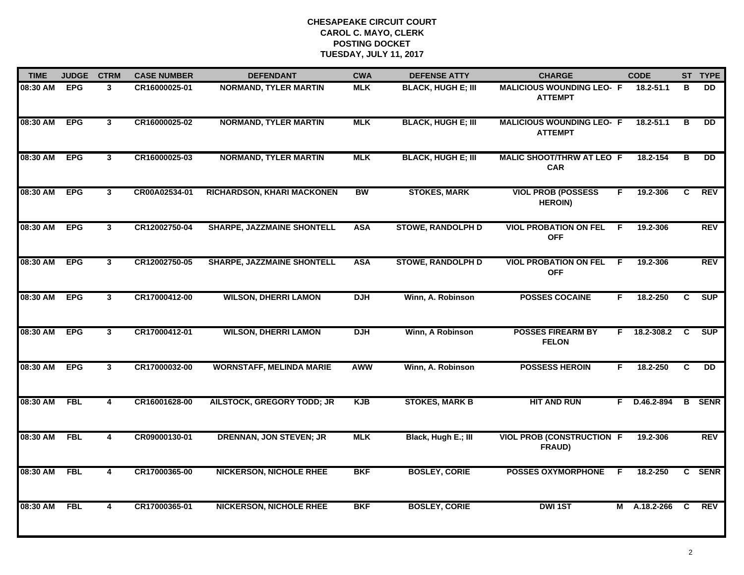# CHESAPEAKE CIRCUIT COURT
## CAROL C. MAYO, CLERK
## POSTING DOCKET
## TUESDAY, JULY 11, 2017

| TIME | JUDGE | CTRM | CASE NUMBER | DEFENDANT | CWA | DEFENSE ATTY | CHARGE | | CODE | ST | TYPE |
|---|---|---|---|---|---|---|---|---|---|---|---|
| 08:30 AM | EPG | 3 | CR16000025-01 | NORMAND, TYLER MARTIN | MLK | BLACK, HUGH E; III | MALICIOUS WOUNDING LEO- ATTEMPT | F | 18.2-51.1 | B | DD |
| 08:30 AM | EPG | 3 | CR16000025-02 | NORMAND, TYLER MARTIN | MLK | BLACK, HUGH E; III | MALICIOUS WOUNDING LEO- ATTEMPT | F | 18.2-51.1 | B | DD |
| 08:30 AM | EPG | 3 | CR16000025-03 | NORMAND, TYLER MARTIN | MLK | BLACK, HUGH E; III | MALIC SHOOT/THRW AT LEO CAR | F | 18.2-154 | B | DD |
| 08:30 AM | EPG | 3 | CR00A02534-01 | RICHARDSON, KHARI MACKONEN | BW | STOKES, MARK | VIOL PROB (POSSESS HEROIN) | F | 19.2-306 | C | REV |
| 08:30 AM | EPG | 3 | CR12002750-04 | SHARPE, JAZZMAINE SHONTELL | ASA | STOWE, RANDOLPH D | VIOL PROBATION ON FEL OFF | F | 19.2-306 | | REV |
| 08:30 AM | EPG | 3 | CR12002750-05 | SHARPE, JAZZMAINE SHONTELL | ASA | STOWE, RANDOLPH D | VIOL PROBATION ON FEL OFF | F | 19.2-306 | | REV |
| 08:30 AM | EPG | 3 | CR17000412-00 | WILSON, DHERRI LAMON | DJH | Winn, A. Robinson | POSSES COCAINE | F | 18.2-250 | C | SUP |
| 08:30 AM | EPG | 3 | CR17000412-01 | WILSON, DHERRI LAMON | DJH | Winn, A Robinson | POSSES FIREARM BY FELON | F | 18.2-308.2 | C | SUP |
| 08:30 AM | EPG | 3 | CR17000032-00 | WORNSTAFF, MELINDA MARIE | AWW | Winn, A. Robinson | POSSESS HEROIN | F | 18.2-250 | C | DD |
| 08:30 AM | FBL | 4 | CR16001628-00 | AILSTOCK, GREGORY TODD; JR | KJB | STOKES, MARK B | HIT AND RUN | F | D.46.2-894 | B | SENR |
| 08:30 AM | FBL | 4 | CR09000130-01 | DRENNAN, JON STEVEN; JR | MLK | Black, Hugh E.; III | VIOL PROB (CONSTRUCTION FRAUD) | F | 19.2-306 | | REV |
| 08:30 AM | FBL | 4 | CR17000365-00 | NICKERSON, NICHOLE RHEE | BKF | BOSLEY, CORIE | POSSES OXYMORPHONE | F | 18.2-250 | C | SENR |
| 08:30 AM | FBL | 4 | CR17000365-01 | NICKERSON, NICHOLE RHEE | BKF | BOSLEY, CORIE | DWI 1ST | M | A.18.2-266 | C | REV |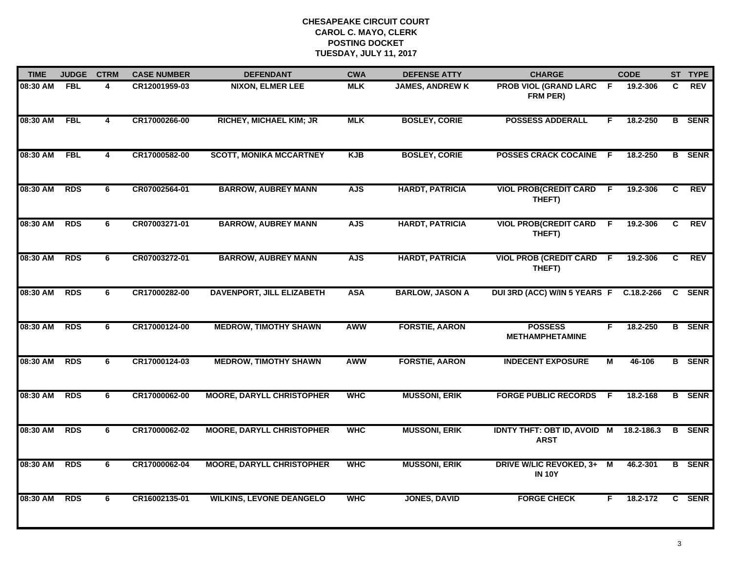**CHESAPEAKE CIRCUIT COURT**
**CAROL C. MAYO, CLERK**
**POSTING DOCKET**
**TUESDAY, JULY 11, 2017**

| TIME | JUDGE | CTRM | CASE NUMBER | DEFENDANT | CWA | DEFENSE ATTY | CHARGE | | CODE | ST | TYPE |
|---|---|---|---|---|---|---|---|---|---|---|---|
| 08:30 AM | FBL | 4 | CR12001959-03 | NIXON, ELMER LEE | MLK | JAMES, ANDREW K | PROB VIOL (GRAND LARC FRM PER) | F | 19.2-306 | C | REV |
| 08:30 AM | FBL | 4 | CR17000266-00 | RICHEY, MICHAEL KIM; JR | MLK | BOSLEY, CORIE | POSSESS ADDERALL | F | 18.2-250 | B | SENR |
| 08:30 AM | FBL | 4 | CR17000582-00 | SCOTT, MONIKA MCCARTNEY | KJB | BOSLEY, CORIE | POSSES CRACK COCAINE | F | 18.2-250 | B | SENR |
| 08:30 AM | RDS | 6 | CR07002564-01 | BARROW, AUBREY MANN | AJS | HARDT, PATRICIA | VIOL PROB(CREDIT CARD THEFT) | F | 19.2-306 | C | REV |
| 08:30 AM | RDS | 6 | CR07003271-01 | BARROW, AUBREY MANN | AJS | HARDT, PATRICIA | VIOL PROB(CREDIT CARD THEFT) | F | 19.2-306 | C | REV |
| 08:30 AM | RDS | 6 | CR07003272-01 | BARROW, AUBREY MANN | AJS | HARDT, PATRICIA | VIOL PROB (CREDIT CARD THEFT) | F | 19.2-306 | C | REV |
| 08:30 AM | RDS | 6 | CR17000282-00 | DAVENPORT, JILL ELIZABETH | ASA | BARLOW, JASON A | DUI 3RD (ACC) W/IN 5 YEARS | F | C.18.2-266 | C | SENR |
| 08:30 AM | RDS | 6 | CR17000124-00 | MEDROW, TIMOTHY SHAWN | AWW | FORSTIE, AARON | POSSESS METHAMPHETAMINE | F | 18.2-250 | B | SENR |
| 08:30 AM | RDS | 6 | CR17000124-03 | MEDROW, TIMOTHY SHAWN | AWW | FORSTIE, AARON | INDECENT EXPOSURE | M | 46-106 | B | SENR |
| 08:30 AM | RDS | 6 | CR17000062-00 | MOORE, DARYLL CHRISTOPHER | WHC | MUSSONI, ERIK | FORGE PUBLIC RECORDS | F | 18.2-168 | B | SENR |
| 08:30 AM | RDS | 6 | CR17000062-02 | MOORE, DARYLL CHRISTOPHER | WHC | MUSSONI, ERIK | IDNTY THFT: OBT ID, AVOID ARST | M | 18.2-186.3 | B | SENR |
| 08:30 AM | RDS | 6 | CR17000062-04 | MOORE, DARYLL CHRISTOPHER | WHC | MUSSONI, ERIK | DRIVE W/LIC REVOKED, 3+ IN 10Y | M | 46.2-301 | B | SENR |
| 08:30 AM | RDS | 6 | CR16002135-01 | WILKINS, LEVONE DEANGELO | WHC | JONES, DAVID | FORGE CHECK | F | 18.2-172 | C | SENR |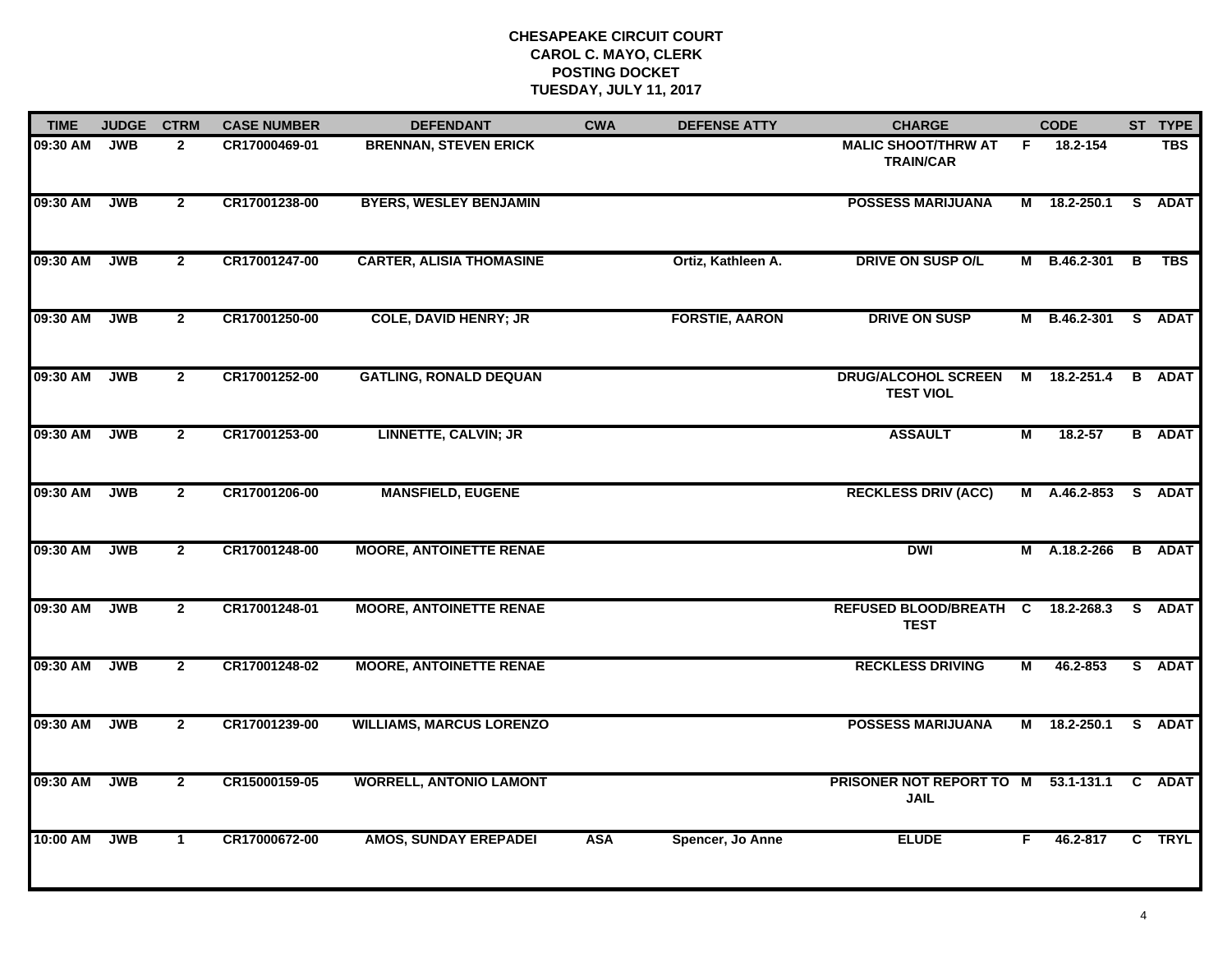# CHESAPEAKE CIRCUIT COURT
## CAROL C. MAYO, CLERK
## POSTING DOCKET
## TUESDAY, JULY 11, 2017

| TIME | JUDGE | CTRM | CASE NUMBER | DEFENDANT | CWA | DEFENSE ATTY | CHARGE | | CODE | ST | TYPE |
|---|---|---|---|---|---|---|---|---|---|---|---|
| 09:30 AM | JWB | 2 | CR17000469-01 | BRENNAN, STEVEN ERICK | | | MALIC SHOOT/THRW AT TRAIN/CAR | F | 18.2-154 | | TBS |
| 09:30 AM | JWB | 2 | CR17001238-00 | BYERS, WESLEY BENJAMIN | | | POSSESS MARIJUANA | M | 18.2-250.1 | S | ADAT |
| 09:30 AM | JWB | 2 | CR17001247-00 | CARTER, ALISIA THOMASINE | | Ortiz, Kathleen A. | DRIVE ON SUSP O/L | M | B.46.2-301 | B | TBS |
| 09:30 AM | JWB | 2 | CR17001250-00 | COLE, DAVID HENRY; JR | | FORSTIE, AARON | DRIVE ON SUSP | M | B.46.2-301 | S | ADAT |
| 09:30 AM | JWB | 2 | CR17001252-00 | GATLING, RONALD DEQUAN | | | DRUG/ALCOHOL SCREEN TEST VIOL | M | 18.2-251.4 | B | ADAT |
| 09:30 AM | JWB | 2 | CR17001253-00 | LINNETTE, CALVIN; JR | | | ASSAULT | M | 18.2-57 | B | ADAT |
| 09:30 AM | JWB | 2 | CR17001206-00 | MANSFIELD, EUGENE | | | RECKLESS DRIV (ACC) | M | A.46.2-853 | S | ADAT |
| 09:30 AM | JWB | 2 | CR17001248-00 | MOORE, ANTOINETTE RENAE | | | DWI | M | A.18.2-266 | B | ADAT |
| 09:30 AM | JWB | 2 | CR17001248-01 | MOORE, ANTOINETTE RENAE | | | REFUSED BLOOD/BREATH TEST | C | 18.2-268.3 | S | ADAT |
| 09:30 AM | JWB | 2 | CR17001248-02 | MOORE, ANTOINETTE RENAE | | | RECKLESS DRIVING | M | 46.2-853 | S | ADAT |
| 09:30 AM | JWB | 2 | CR17001239-00 | WILLIAMS, MARCUS LORENZO | | | POSSESS MARIJUANA | M | 18.2-250.1 | S | ADAT |
| 09:30 AM | JWB | 2 | CR15000159-05 | WORRELL, ANTONIO LAMONT | | | PRISONER NOT REPORT TO JAIL | M | 53.1-131.1 | C | ADAT |
| 10:00 AM | JWB | 1 | CR17000672-00 | AMOS, SUNDAY EREPADEI | ASA | Spencer, Jo Anne | ELUDE | F | 46.2-817 | C | TRYL |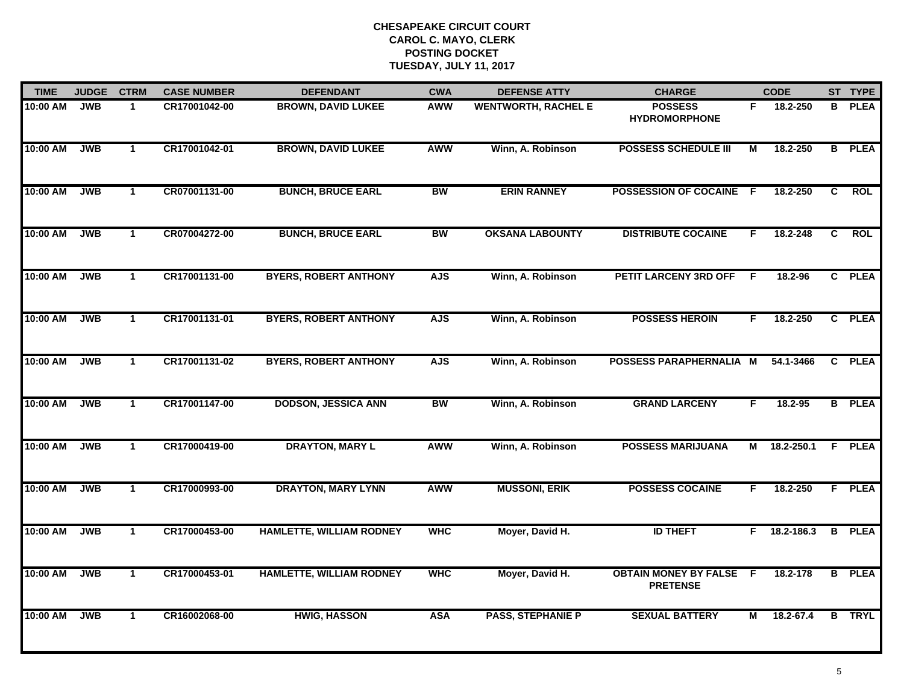**CHESAPEAKE CIRCUIT COURT**
**CAROL C. MAYO, CLERK**
**POSTING DOCKET**
**TUESDAY, JULY 11, 2017**

| TIME | JUDGE | CTRM | CASE NUMBER | DEFENDANT | CWA | DEFENSE ATTY | CHARGE | | CODE | ST | TYPE |
|---|---|---|---|---|---|---|---|---|---|---|---|
| 10:00 AM | JWB | 1 | CR17001042-00 | BROWN, DAVID LUKEE | AWW | WENTWORTH, RACHEL E | POSSESS HYDROMORPHONE | F | 18.2-250 | B | PLEA |
| 10:00 AM | JWB | 1 | CR17001042-01 | BROWN, DAVID LUKEE | AWW | Winn, A. Robinson | POSSESS SCHEDULE III | M | 18.2-250 | B | PLEA |
| 10:00 AM | JWB | 1 | CR07001131-00 | BUNCH, BRUCE EARL | BW | ERIN RANNEY | POSSESSION OF COCAINE | F | 18.2-250 | C | ROL |
| 10:00 AM | JWB | 1 | CR07004272-00 | BUNCH, BRUCE EARL | BW | OKSANA LABOUNTY | DISTRIBUTE COCAINE | F | 18.2-248 | C | ROL |
| 10:00 AM | JWB | 1 | CR17001131-00 | BYERS, ROBERT ANTHONY | AJS | Winn, A. Robinson | PETIT LARCENY 3RD OFF | F | 18.2-96 | C | PLEA |
| 10:00 AM | JWB | 1 | CR17001131-01 | BYERS, ROBERT ANTHONY | AJS | Winn, A. Robinson | POSSESS HEROIN | F | 18.2-250 | C | PLEA |
| 10:00 AM | JWB | 1 | CR17001131-02 | BYERS, ROBERT ANTHONY | AJS | Winn, A. Robinson | POSSESS PARAPHERNALIA | M | 54.1-3466 | C | PLEA |
| 10:00 AM | JWB | 1 | CR17001147-00 | DODSON, JESSICA ANN | BW | Winn, A. Robinson | GRAND LARCENY | F | 18.2-95 | B | PLEA |
| 10:00 AM | JWB | 1 | CR17000419-00 | DRAYTON, MARY L | AWW | Winn, A. Robinson | POSSESS MARIJUANA | M | 18.2-250.1 | F | PLEA |
| 10:00 AM | JWB | 1 | CR17000993-00 | DRAYTON, MARY LYNN | AWW | MUSSONI, ERIK | POSSESS COCAINE | F | 18.2-250 | F | PLEA |
| 10:00 AM | JWB | 1 | CR17000453-00 | HAMLETTE, WILLIAM RODNEY | WHC | Moyer, David H. | ID THEFT | F | 18.2-186.3 | B | PLEA |
| 10:00 AM | JWB | 1 | CR17000453-01 | HAMLETTE, WILLIAM RODNEY | WHC | Moyer, David H. | OBTAIN MONEY BY FALSE PRETENSE | F | 18.2-178 | B | PLEA |
| 10:00 AM | JWB | 1 | CR16002068-00 | HWIG, HASSON | ASA | PASS, STEPHANIE P | SEXUAL BATTERY | M | 18.2-67.4 | B | TRYL |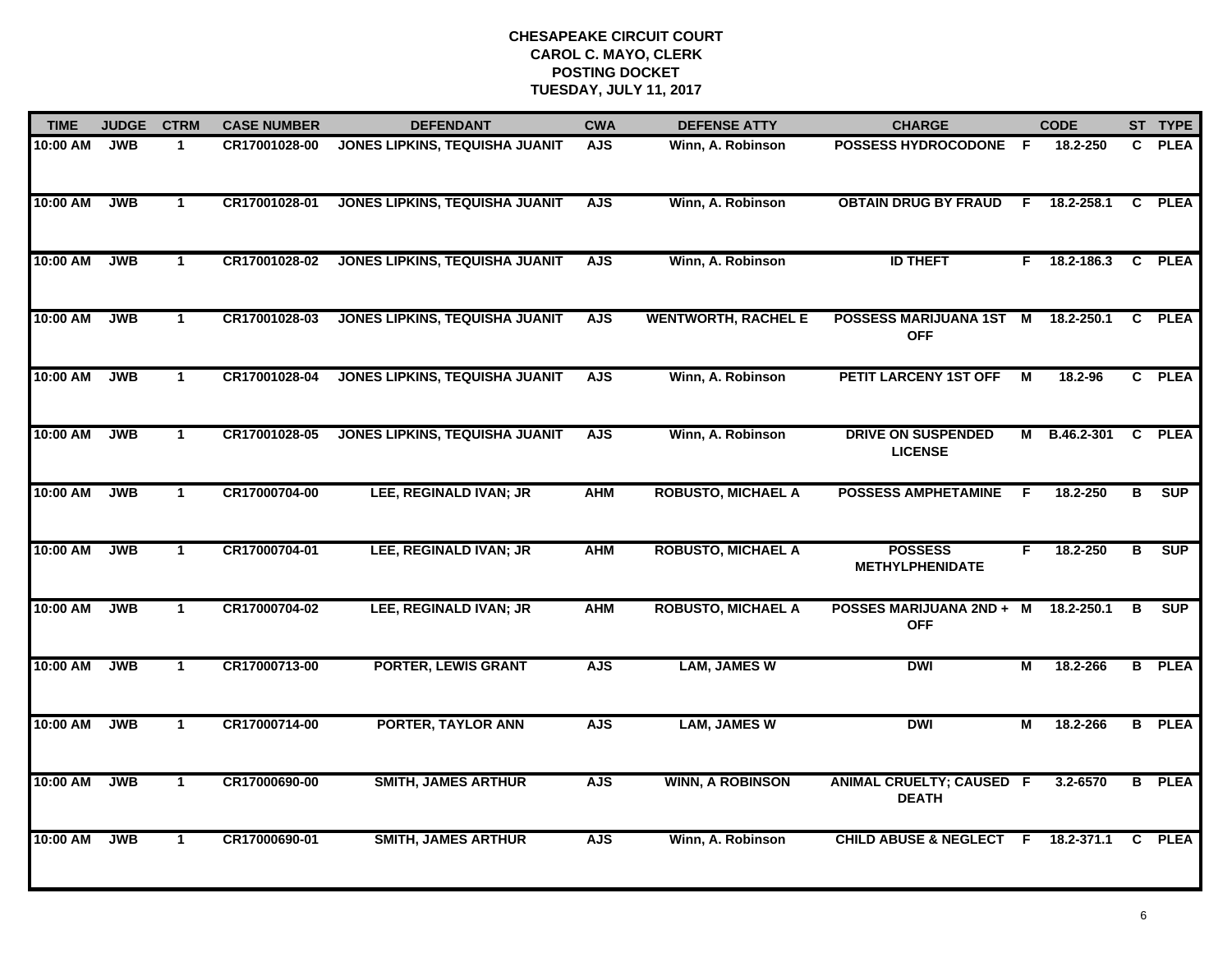# CHESAPEAKE CIRCUIT COURT
## CAROL C. MAYO, CLERK
## POSTING DOCKET
## TUESDAY, JULY 11, 2017

| TIME | JUDGE | CTRM | CASE NUMBER | DEFENDANT | CWA | DEFENSE ATTY | CHARGE | | CODE | ST | TYPE |
|---|---|---|---|---|---|---|---|---|---|---|---|
| 10:00 AM | JWB | 1 | CR17001028-00 | JONES LIPKINS, TEQUISHA JUANIT | AJS | Winn, A. Robinson | POSSESS HYDROCODONE | F | 18.2-250 | C | PLEA |
| 10:00 AM | JWB | 1 | CR17001028-01 | JONES LIPKINS, TEQUISHA JUANIT | AJS | Winn, A. Robinson | OBTAIN DRUG BY FRAUD | F | 18.2-258.1 | C | PLEA |
| 10:00 AM | JWB | 1 | CR17001028-02 | JONES LIPKINS, TEQUISHA JUANIT | AJS | Winn, A. Robinson | ID THEFT | F | 18.2-186.3 | C | PLEA |
| 10:00 AM | JWB | 1 | CR17001028-03 | JONES LIPKINS, TEQUISHA JUANIT | AJS | WENTWORTH, RACHEL E | POSSESS MARIJUANA 1ST OFF | M | 18.2-250.1 | C | PLEA |
| 10:00 AM | JWB | 1 | CR17001028-04 | JONES LIPKINS, TEQUISHA JUANIT | AJS | Winn, A. Robinson | PETIT LARCENY 1ST OFF | M | 18.2-96 | C | PLEA |
| 10:00 AM | JWB | 1 | CR17001028-05 | JONES LIPKINS, TEQUISHA JUANIT | AJS | Winn, A. Robinson | DRIVE ON SUSPENDED LICENSE | M | B.46.2-301 | C | PLEA |
| 10:00 AM | JWB | 1 | CR17000704-00 | LEE, REGINALD IVAN; JR | AHM | ROBUSTO, MICHAEL A | POSSESS AMPHETAMINE | F | 18.2-250 | B | SUP |
| 10:00 AM | JWB | 1 | CR17000704-01 | LEE, REGINALD IVAN; JR | AHM | ROBUSTO, MICHAEL A | POSSESS METHYLPHENIDATE | F | 18.2-250 | B | SUP |
| 10:00 AM | JWB | 1 | CR17000704-02 | LEE, REGINALD IVAN; JR | AHM | ROBUSTO, MICHAEL A | POSSES MARIJUANA 2ND + OFF | M | 18.2-250.1 | B | SUP |
| 10:00 AM | JWB | 1 | CR17000713-00 | PORTER, LEWIS GRANT | AJS | LAM, JAMES W | DWI | M | 18.2-266 | B | PLEA |
| 10:00 AM | JWB | 1 | CR17000714-00 | PORTER, TAYLOR ANN | AJS | LAM, JAMES W | DWI | M | 18.2-266 | B | PLEA |
| 10:00 AM | JWB | 1 | CR17000690-00 | SMITH, JAMES ARTHUR | AJS | WINN, A ROBINSON | ANIMAL CRUELTY; CAUSED DEATH | F | 3.2-6570 | B | PLEA |
| 10:00 AM | JWB | 1 | CR17000690-01 | SMITH, JAMES ARTHUR | AJS | Winn, A. Robinson | CHILD ABUSE & NEGLECT | F | 18.2-371.1 | C | PLEA |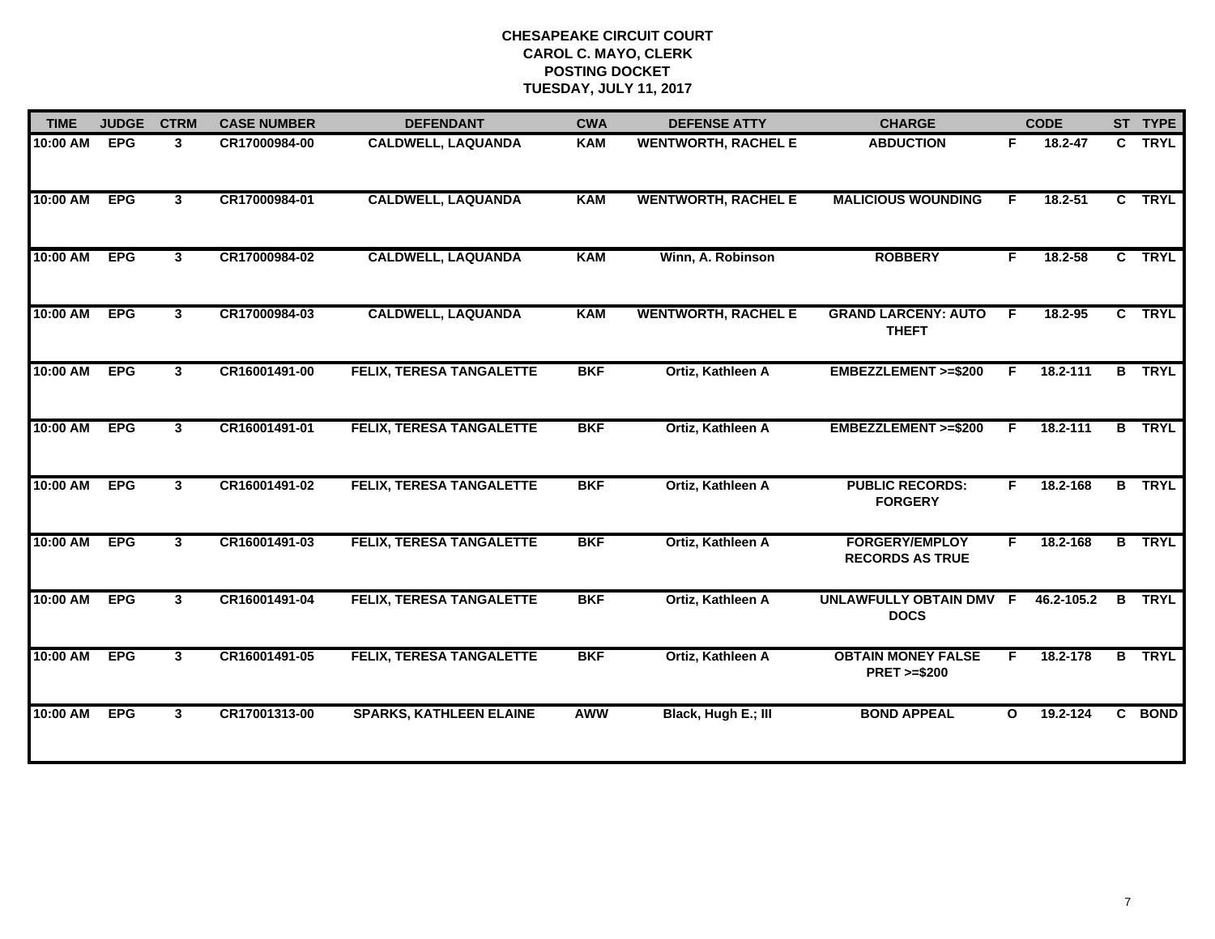# CHESAPEAKE CIRCUIT COURT
## CAROL C. MAYO, CLERK
## POSTING DOCKET
## TUESDAY, JULY 11, 2017

| TIME | JUDGE | CTRM | CASE NUMBER | DEFENDANT | CWA | DEFENSE ATTY | CHARGE | | CODE | ST | TYPE |
|---|---|---|---|---|---|---|---|---|---|---|---|
| 10:00 AM | EPG | 3 | CR17000984-00 | CALDWELL, LAQUANDA | KAM | WENTWORTH, RACHEL E | ABDUCTION | F | 18.2-47 | C | TRYL |
| 10:00 AM | EPG | 3 | CR17000984-01 | CALDWELL, LAQUANDA | KAM | WENTWORTH, RACHEL E | MALICIOUS WOUNDING | F | 18.2-51 | C | TRYL |
| 10:00 AM | EPG | 3 | CR17000984-02 | CALDWELL, LAQUANDA | KAM | Winn, A. Robinson | ROBBERY | F | 18.2-58 | C | TRYL |
| 10:00 AM | EPG | 3 | CR17000984-03 | CALDWELL, LAQUANDA | KAM | WENTWORTH, RACHEL E | GRAND LARCENY: AUTO THEFT | F | 18.2-95 | C | TRYL |
| 10:00 AM | EPG | 3 | CR16001491-00 | FELIX, TERESA TANGALETTE | BKF | Ortiz, Kathleen A | EMBEZZLEMENT >=$200 | F | 18.2-111 | B | TRYL |
| 10:00 AM | EPG | 3 | CR16001491-01 | FELIX, TERESA TANGALETTE | BKF | Ortiz, Kathleen A | EMBEZZLEMENT >=$200 | F | 18.2-111 | B | TRYL |
| 10:00 AM | EPG | 3 | CR16001491-02 | FELIX, TERESA TANGALETTE | BKF | Ortiz, Kathleen A | PUBLIC RECORDS: FORGERY | F | 18.2-168 | B | TRYL |
| 10:00 AM | EPG | 3 | CR16001491-03 | FELIX, TERESA TANGALETTE | BKF | Ortiz, Kathleen A | FORGERY/EMPLOY RECORDS AS TRUE | F | 18.2-168 | B | TRYL |
| 10:00 AM | EPG | 3 | CR16001491-04 | FELIX, TERESA TANGALETTE | BKF | Ortiz, Kathleen A | UNLAWFULLY OBTAIN DMV DOCS | F | 46.2-105.2 | B | TRYL |
| 10:00 AM | EPG | 3 | CR16001491-05 | FELIX, TERESA TANGALETTE | BKF | Ortiz, Kathleen A | OBTAIN MONEY FALSE PRET >=$200 | F | 18.2-178 | B | TRYL |
| 10:00 AM | EPG | 3 | CR17001313-00 | SPARKS, KATHLEEN ELAINE | AWW | Black, Hugh E.; III | BOND APPEAL | O | 19.2-124 | C | BOND |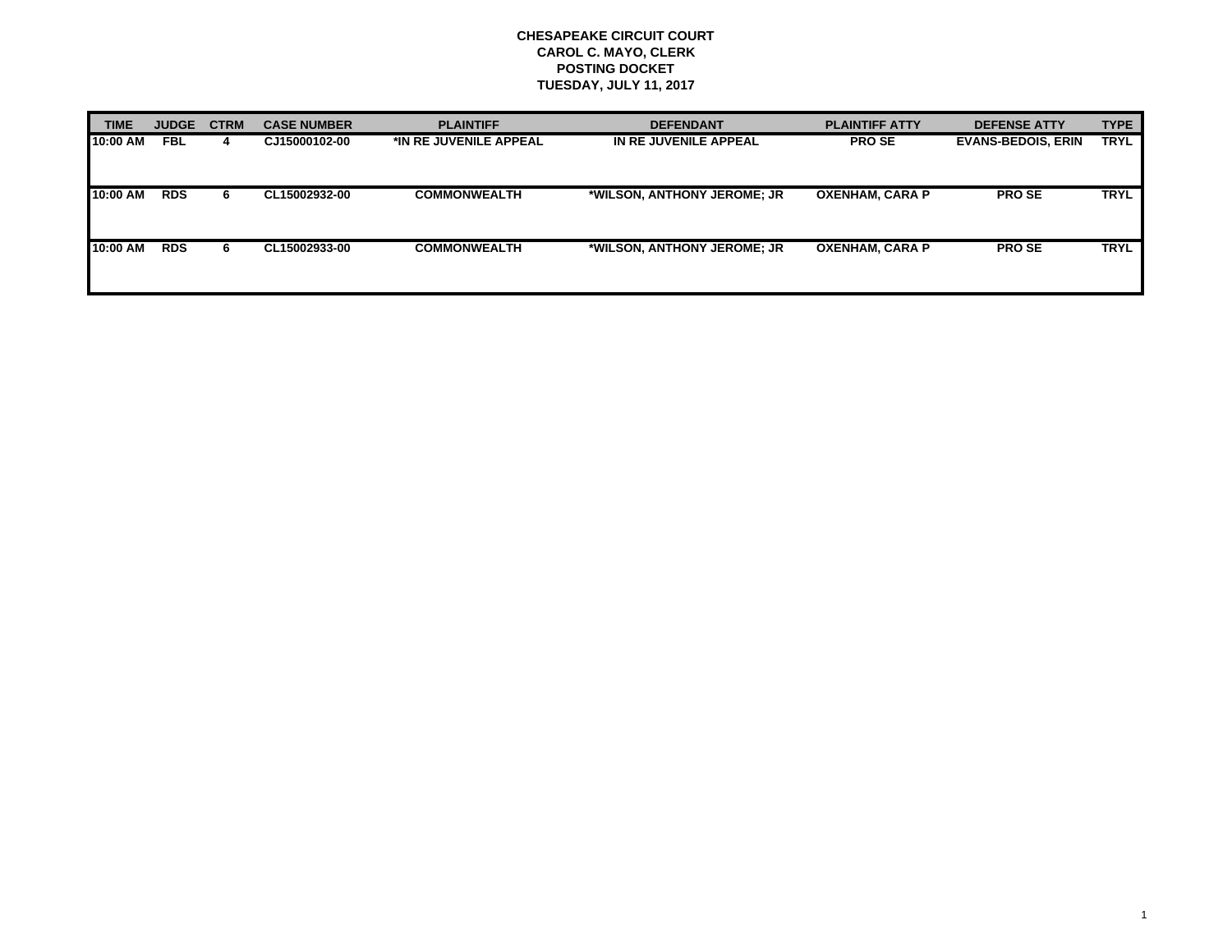**CHESAPEAKE CIRCUIT COURT**
**CAROL C. MAYO, CLERK**
**POSTING DOCKET**
**TUESDAY, JULY 11, 2017**

| TIME | JUDGE | CTRM | CASE NUMBER | PLAINTIFF | DEFENDANT | PLAINTIFF ATTY | DEFENSE ATTY | TYPE |
|---|---|---|---|---|---|---|---|---|
| 10:00 AM | FBL | 4 | CJ15000102-00 | *IN RE JUVENILE APPEAL | IN RE JUVENILE APPEAL | PRO SE | EVANS-BEDOIS, ERIN | TRYL |
| 10:00 AM | RDS | 6 | CL15002932-00 | COMMONWEALTH | *WILSON, ANTHONY JEROME; JR | OXENHAM, CARA P | PRO SE | TRYL |
| 10:00 AM | RDS | 6 | CL15002933-00 | COMMONWEALTH | *WILSON, ANTHONY JEROME; JR | OXENHAM, CARA P | PRO SE | TRYL |